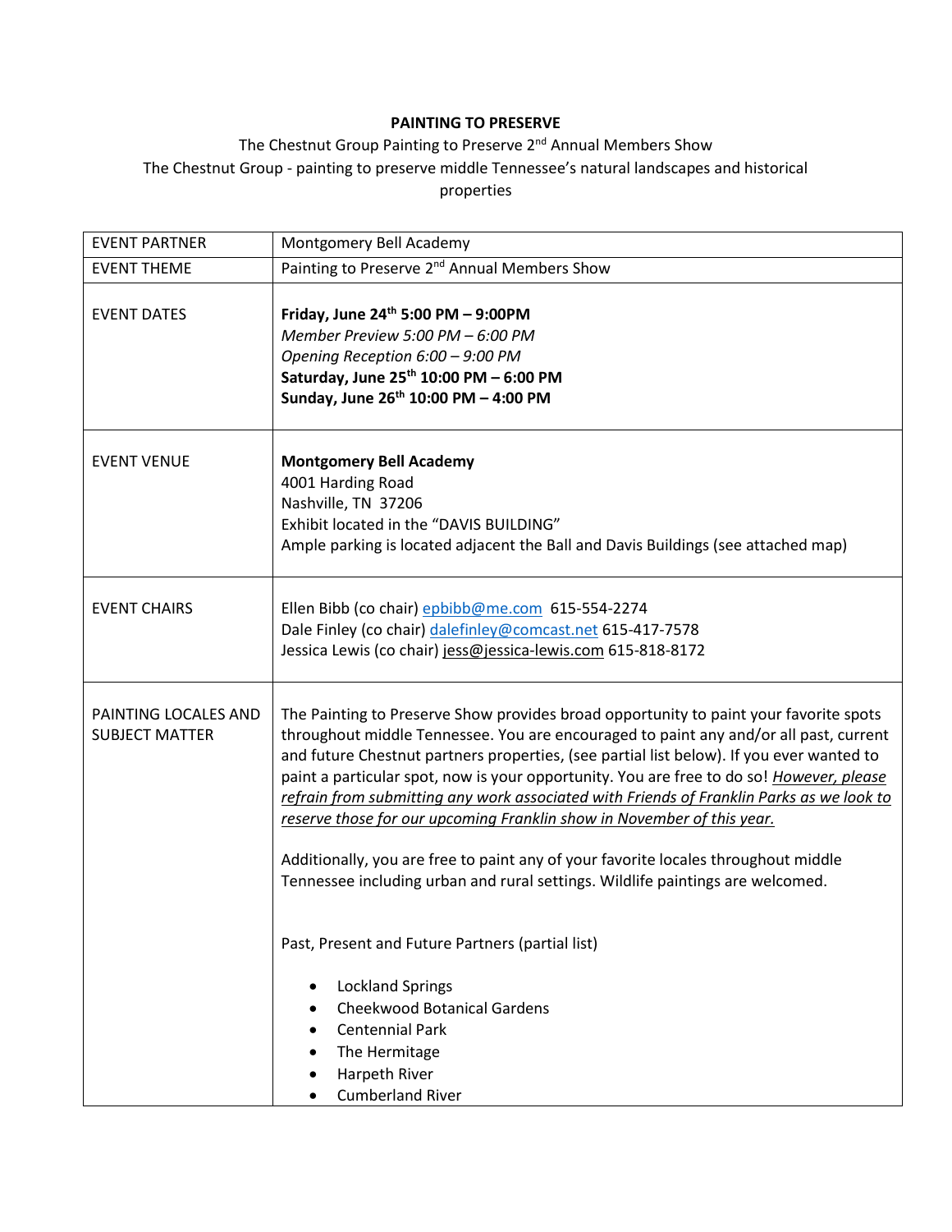**PAINTING TO PRESERVE**

The Chestnut Group Painting to Preserve 2nd Annual Members Show

The Chestnut Group - painting to preserve middle Tennessee's natural landscapes and historical properties

| EVENT PARTNER | Montgomery Bell Academy |
|---|---|
| EVENT THEME | Painting to Preserve 2nd Annual Members Show |
| EVENT DATES | **Friday, June 24th 5:00 PM – 9:00PM**<br>*Member Preview 5:00 PM – 6:00 PM*<br>*Opening Reception 6:00 – 9:00 PM*<br>**Saturday, June 25th 10:00 PM – 6:00 PM**<br>**Sunday, June 26th 10:00 PM – 4:00 PM** |
| EVENT VENUE | **Montgomery Bell Academy**<br>4001 Harding Road<br>Nashville, TN 37206<br>Exhibit located in the "DAVIS BUILDING"<br>Ample parking is located adjacent the Ball and Davis Buildings (see attached map) |
| EVENT CHAIRS | Ellen Bibb (co chair) epbibb@me.com 615-554-2274<br>Dale Finley (co chair) dalefinley@comcast.net 615-417-7578<br>Jessica Lewis (co chair) jess@jessica-lewis.com 615-818-8172 |
| PAINTING LOCALES AND SUBJECT MATTER | The Painting to Preserve Show provides broad opportunity to paint your favorite spots throughout middle Tennessee. You are encouraged to paint any and/or all past, current and future Chestnut partners properties, (see partial list below). If you ever wanted to paint a particular spot, now is your opportunity. You are free to do so! *However, please refrain from submitting any work associated with Friends of Franklin Parks as we look to reserve those for our upcoming Franklin show in November of this year.*<br><br>Additionally, you are free to paint any of your favorite locales throughout middle Tennessee including urban and rural settings. Wildlife paintings are welcomed.<br><br>Past, Present and Future Partners (partial list)<br><br>• Lockland Springs<br>• Cheekwood Botanical Gardens<br>• Centennial Park<br>• The Hermitage<br>• Harpeth River<br>• Cumberland River |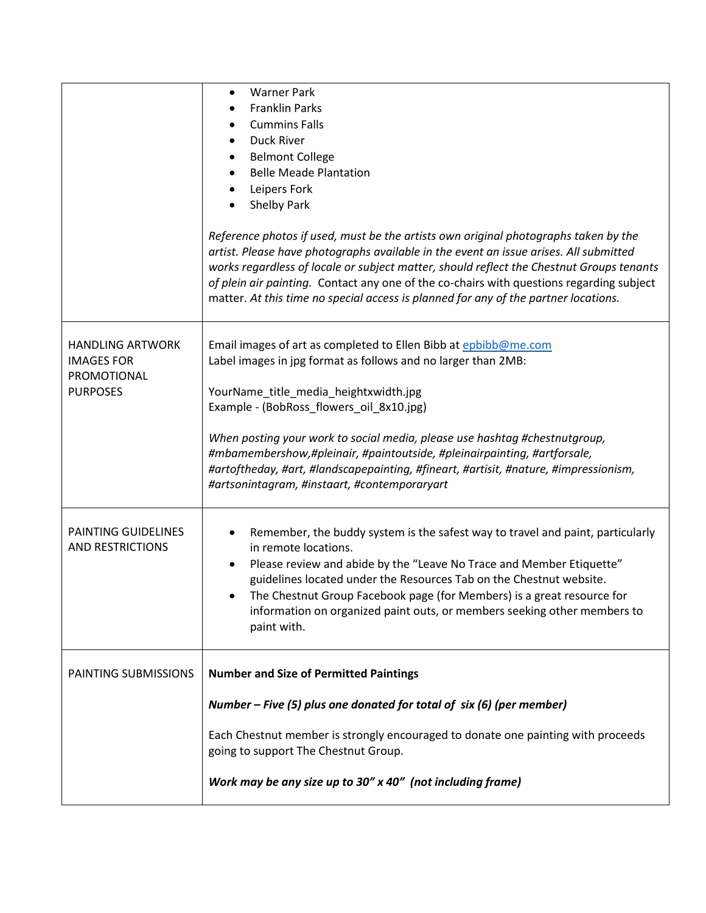| | |
|---|---|
| | • Warner Park<br>• Franklin Parks<br>• Cummins Falls<br>• Duck River<br>• Belmont College<br>• Belle Meade Plantation<br>• Leipers Fork<br>• Shelby Park<br><br>*Reference photos if used, must be the artists own original photographs taken by the artist. Please have photographs available in the event an issue arises. All submitted works regardless of locale or subject matter, should reflect the Chestnut Groups tenants of plein air painting.* Contact any one of the co-chairs with questions regarding subject matter. *At this time no special access is planned for any of the partner locations.* |
| HANDLING ARTWORK IMAGES FOR PROMOTIONAL PURPOSES | Email images of art as completed to Ellen Bibb at epbibb@me.com<br>Label images in jpg format as follows and no larger than 2MB:<br><br>YourName_title_media_heightxwidth.jpg<br>Example - (BobRoss_flowers_oil_8x10.jpg)<br><br>*When posting your work to social media, please use hashtag #chestnutgroup, #mbamembershow,#pleinair, #paintoutside, #pleinairpainting, #artforsale, #artoftheday, #art, #landscapepainting, #fineart, #artisit, #nature, #impressionism, #artsonintagram, #instaart, #contemporaryart* |
| PAINTING GUIDELINES AND RESTRICTIONS | • Remember, the buddy system is the safest way to travel and paint, particularly in remote locations.<br>• Please review and abide by the "Leave No Trace and Member Etiquette" guidelines located under the Resources Tab on the Chestnut website.<br>• The Chestnut Group Facebook page (for Members) is a great resource for information on organized paint outs, or members seeking other members to paint with. |
| PAINTING SUBMISSIONS | **Number and Size of Permitted Paintings**<br><br>***Number – Five (5) plus one donated for total of six (6) (per member)***<br><br>Each Chestnut member is strongly encouraged to donate one painting with proceeds going to support The Chestnut Group.<br><br>***Work may be any size up to 30" x 40" (not including frame)*** |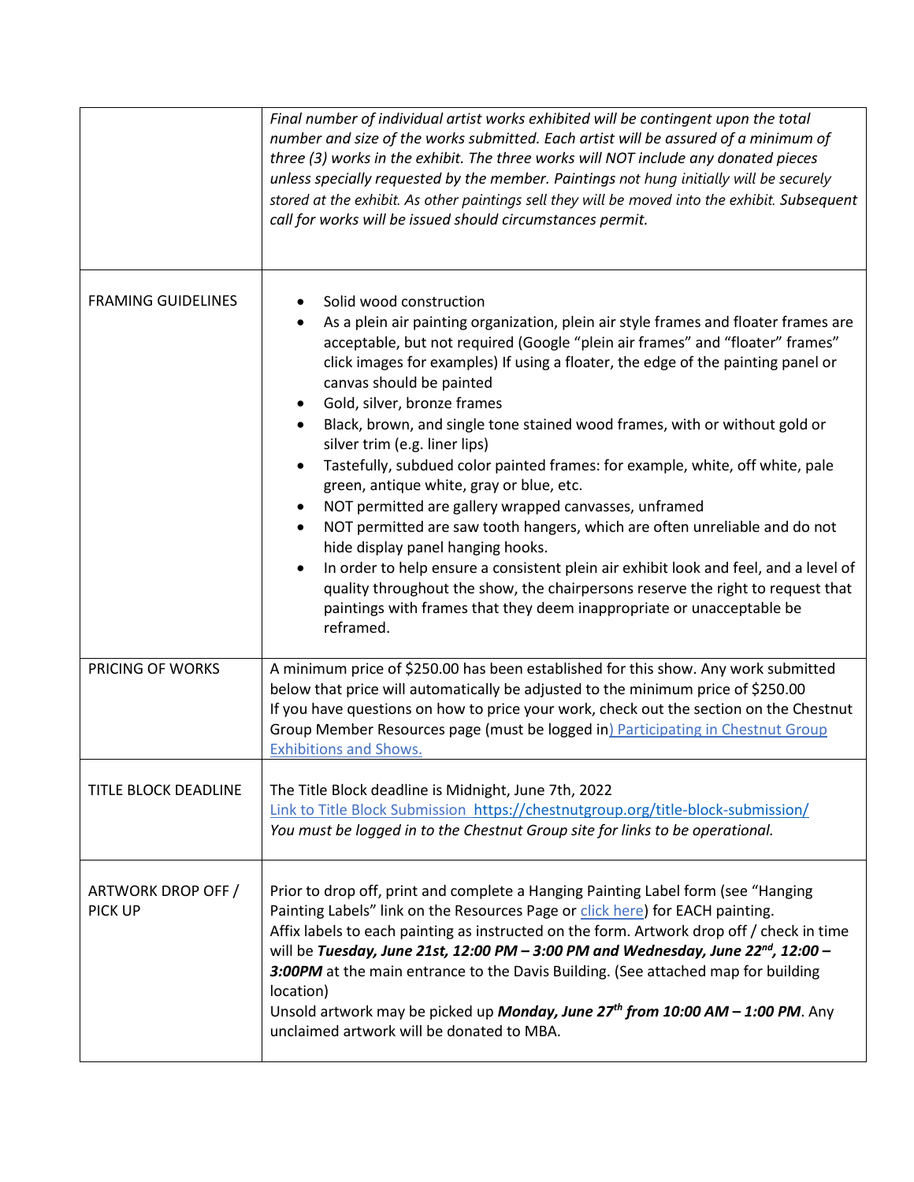| | |
|---|---|
| | *Final number of individual artist works exhibited will be contingent upon the total number and size of the works submitted. Each artist will be assured of a minimum of three (3) works in the exhibit. The three works will NOT include any donated pieces unless specially requested by the member. Paintings not hung initially will be securely stored at the exhibit. As other paintings sell they will be moved into the exhibit. Subsequent call for works will be issued should circumstances permit.* |
| FRAMING GUIDELINES | • Solid wood construction<br>• As a plein air painting organization, plein air style frames and floater frames are acceptable, but not required (Google "plein air frames" and "floater" frames" click images for examples) If using a floater, the edge of the painting panel or canvas should be painted<br>• Gold, silver, bronze frames<br>• Black, brown, and single tone stained wood frames, with or without gold or silver trim (e.g. liner lips)<br>• Tastefully, subdued color painted frames: for example, white, off white, pale green, antique white, gray or blue, etc.<br>• NOT permitted are gallery wrapped canvasses, unframed<br>• NOT permitted are saw tooth hangers, which are often unreliable and do not hide display panel hanging hooks.<br>• In order to help ensure a consistent plein air exhibit look and feel, and a level of quality throughout the show, the chairpersons reserve the right to request that paintings with frames that they deem inappropriate or unacceptable be reframed. |
| PRICING OF WORKS | A minimum price of $250.00 has been established for this show. Any work submitted below that price will automatically be adjusted to the minimum price of $250.00<br>If you have questions on how to price your work, check out the section on the Chestnut Group Member Resources page (must be logged in) Participating in Chestnut Group Exhibitions and Shows. |
| TITLE BLOCK DEADLINE | The Title Block deadline is Midnight, June 7th, 2022<br>Link to Title Block Submission https://chestnutgroup.org/title-block-submission/<br>*You must be logged in to the Chestnut Group site for links to be operational.* |
| ARTWORK DROP OFF / PICK UP | Prior to drop off, print and complete a Hanging Painting Label form (see "Hanging Painting Labels" link on the Resources Page or click here) for EACH painting.<br>Affix labels to each painting as instructed on the form. Artwork drop off / check in time will be ***Tuesday, June 21st, 12:00 PM – 3:00 PM and Wednesday, June 22nd, 12:00 – 3:00PM*** at the main entrance to the Davis Building. (See attached map for building location)<br>Unsold artwork may be picked up ***Monday, June 27th from 10:00 AM – 1:00 PM***. Any unclaimed artwork will be donated to MBA. |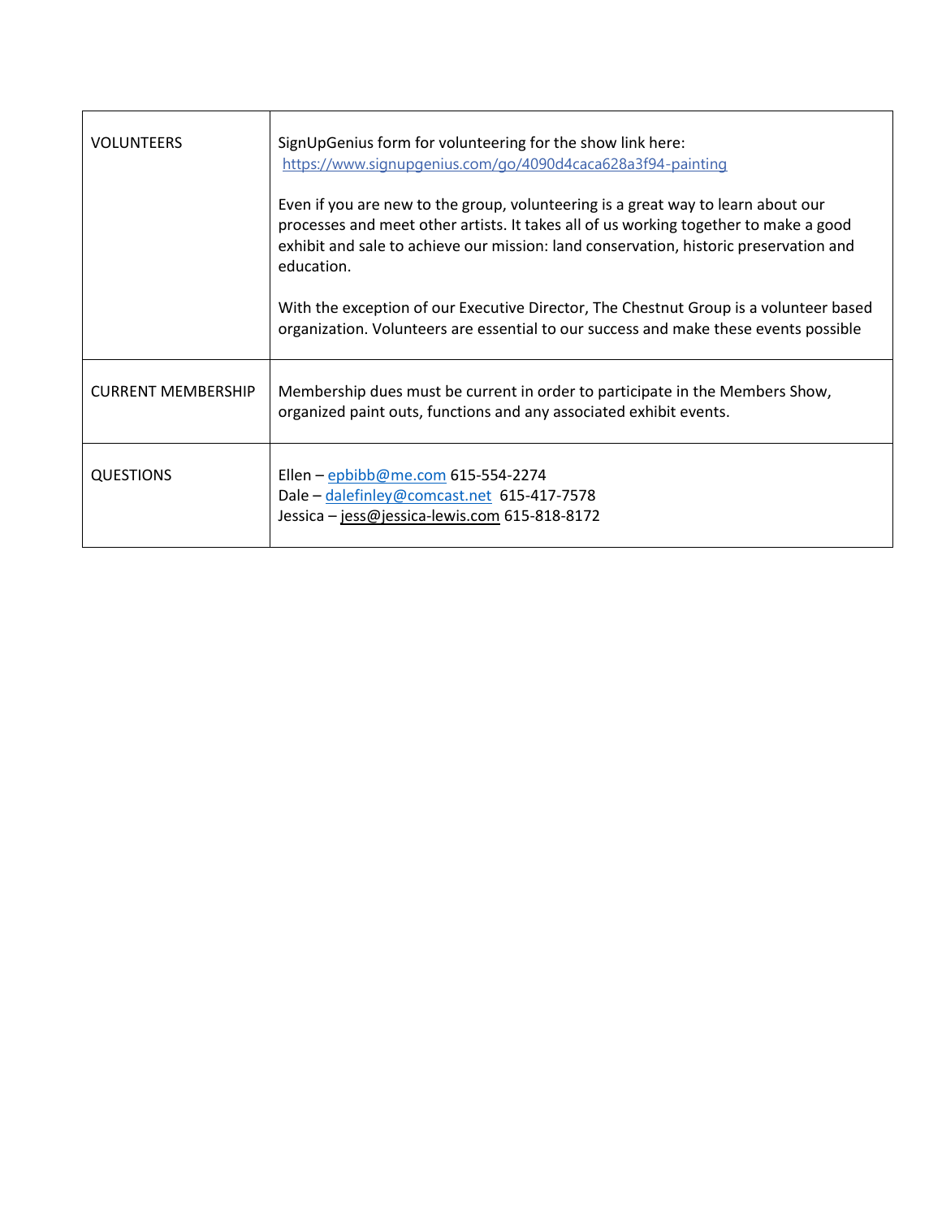| | |
|---|---|
| VOLUNTEERS | SignUpGenius form for volunteering for the show link here: https://www.signupgenius.com/go/4090d4caca628a3f94-painting<br><br>Even if you are new to the group, volunteering is a great way to learn about our processes and meet other artists. It takes all of us working together to make a good exhibit and sale to achieve our mission: land conservation, historic preservation and education.<br><br>With the exception of our Executive Director, The Chestnut Group is a volunteer based organization. Volunteers are essential to our success and make these events possible |
| CURRENT MEMBERSHIP | Membership dues must be current in order to participate in the Members Show, organized paint outs, functions and any associated exhibit events. |
| QUESTIONS | Ellen – epbibb@me.com 615-554-2274<br>Dale – dalefinley@comcast.net 615-417-7578<br>Jessica – jess@jessica-lewis.com 615-818-8172 |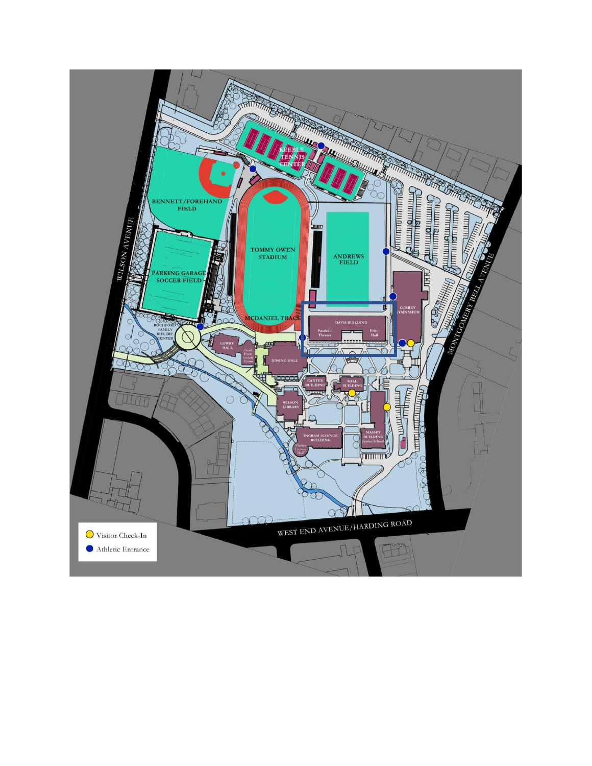WILSON AVENUE

KEEBLE TENNIS CENTER

BENNETT/FOREHAND FIELD

TOMMY OWEN STADIUM

ANDREWS FIELD

PARKING GARAGE SOCCER FIELD

MCDANIEL TRACK

ROCHFORD FAMILY RIFLERY CENTER

DAVIS BUILDING

Paschall Theater

Frist Hall

CURREY GYMNASIUM

MONTGOMERY BELL AVENUE

LOWRY HALL

Dead Poets Society Room

DINING HALL

CARTER BUILDING

BALL BUILDING

WILSON LIBRARY

INGRAM SCIENCE BUILDING

Pfeffer Lecture Hall

MASSEY BUILDING Junior School

WEST END AVENUE/HARDING ROAD

Visitor Check-In

Athletic Entrance